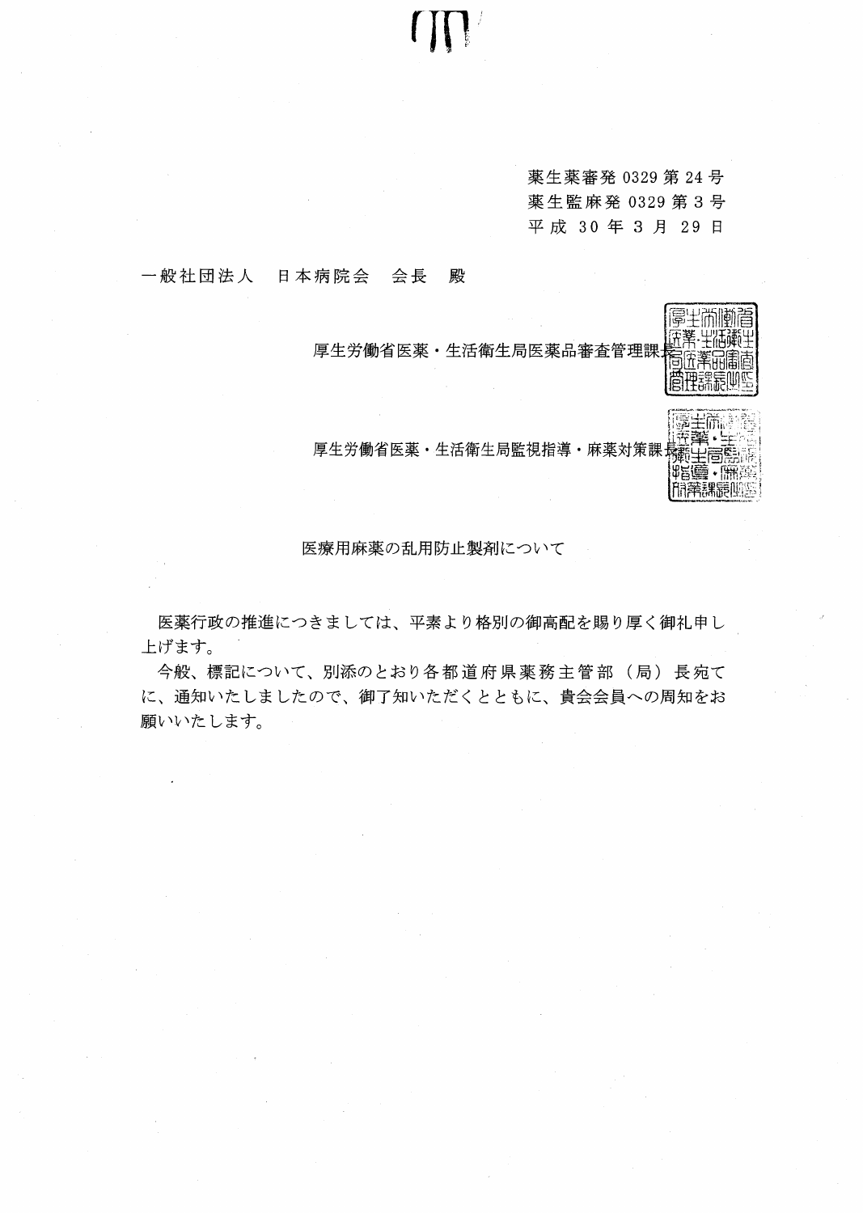薬生薬審発 0329 第 24 号
薬生監麻発 0329 第 3 号
平成 30 年 3 月 29 日

一般社団法人　日本病院会　会長　殿

厚生労働省医薬・生活衛生局医薬品審査管理課長

厚生労働省医薬・生活衛生局監視指導・麻薬対策課長

医療用麻薬の乱用防止製剤について

医薬行政の推進につきましては、平素より格別の御高配を賜り厚く御礼申し上げます。

今般、標記について、別添のとおり各都道府県薬務主管部（局）長宛てに、通知いたしましたので、御了知いただくとともに、貴会会員への周知をお願いいたします。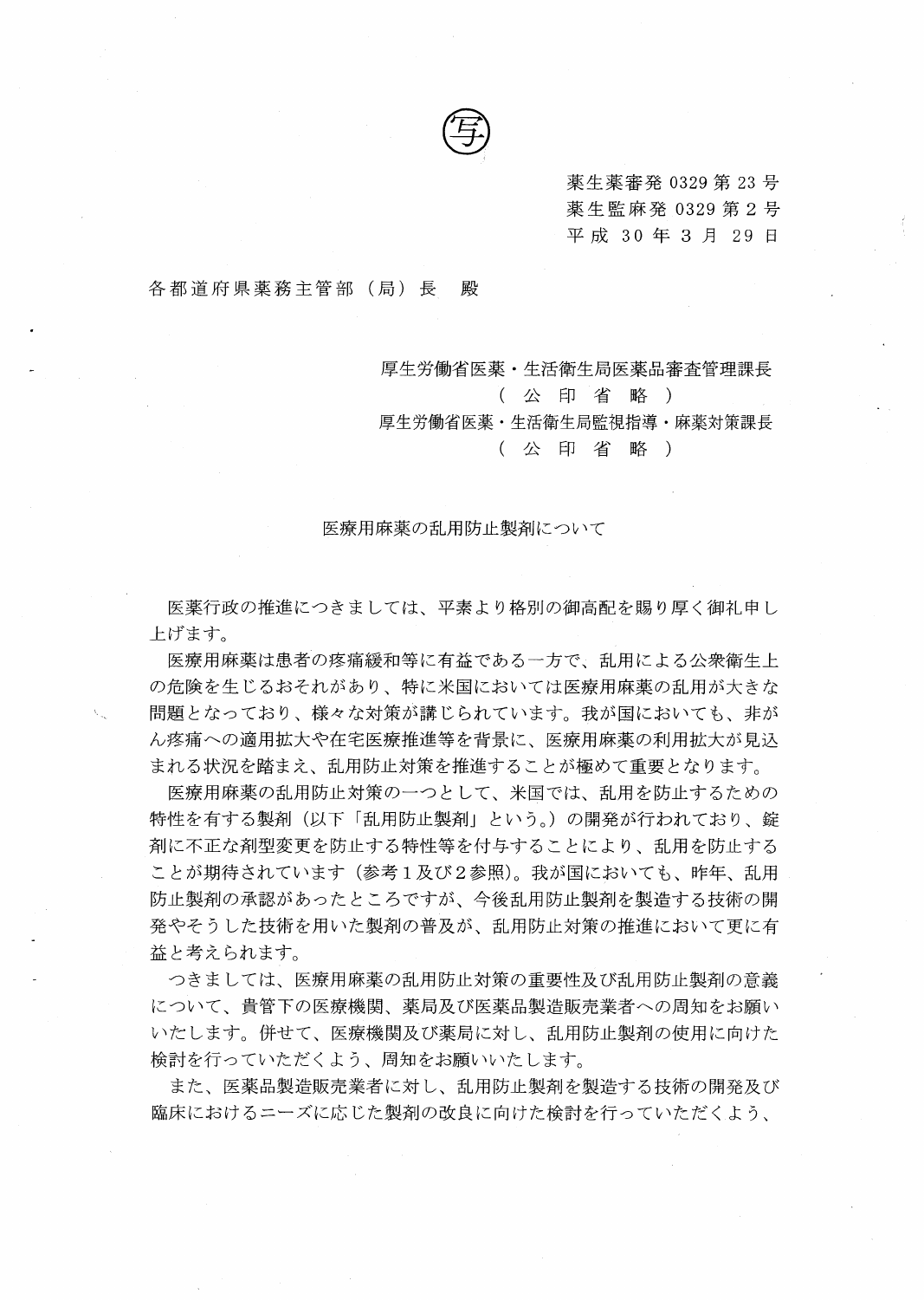㊢

薬生薬審発 0329 第 23 号
薬生監麻発 0329 第 2 号
平成 30 年 3 月 29 日

各都道府県薬務主管部（局）長　殿

厚生労働省医薬・生活衛生局医薬品審査管理課長
（公印省略）
厚生労働省医薬・生活衛生局監視指導・麻薬対策課長
（公印省略）

医療用麻薬の乱用防止製剤について

医薬行政の推進につきましては、平素より格別の御高配を賜り厚く御礼申し上げます。

医療用麻薬は患者の疼痛緩和等に有益である一方で、乱用による公衆衛生上の危険を生じるおそれがあり、特に米国においては医療用麻薬の乱用が大きな問題となっており、様々な対策が講じられています。我が国においても、非がん疼痛への適用拡大や在宅医療推進等を背景に、医療用麻薬の利用拡大が見込まれる状況を踏まえ、乱用防止対策を推進することが極めて重要となります。

医療用麻薬の乱用防止対策の一つとして、米国では、乱用を防止するための特性を有する製剤（以下「乱用防止製剤」という。）の開発が行われており、錠剤に不正な剤型変更を防止する特性等を付与することにより、乱用を防止することが期待されています（参考１及び２参照）。我が国においても、昨年、乱用防止製剤の承認があったところですが、今後乱用防止製剤を製造する技術の開発やそうした技術を用いた製剤の普及が、乱用防止対策の推進において更に有益と考えられます。

つきましては、医療用麻薬の乱用防止対策の重要性及び乱用防止製剤の意義について、貴管下の医療機関、薬局及び医薬品製造販売業者への周知をお願いいたします。併せて、医療機関及び薬局に対し、乱用防止製剤の使用に向けた検討を行っていただくよう、周知をお願いいたします。

また、医薬品製造販売業者に対し、乱用防止製剤を製造する技術の開発及び臨床におけるニーズに応じた製剤の改良に向けた検討を行っていただくよう、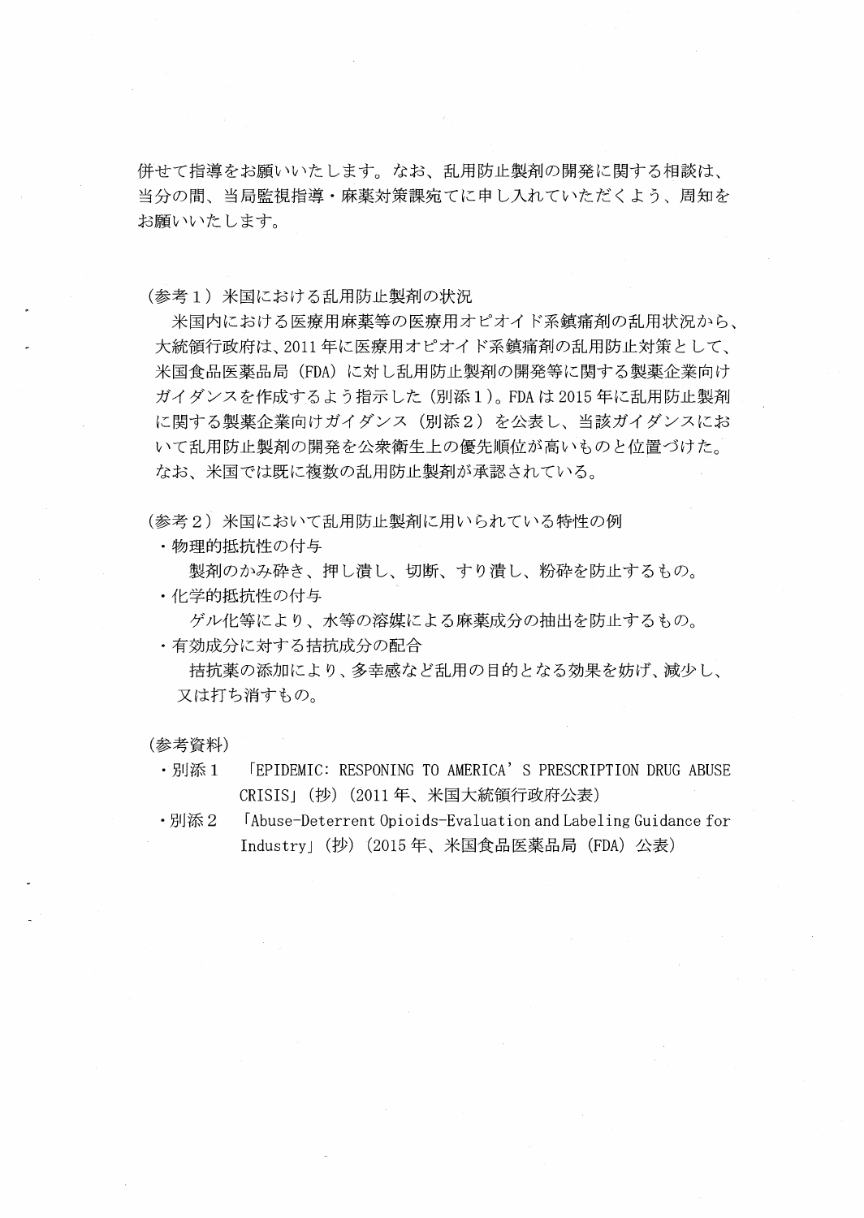併せて指導をお願いいたします。なお、乱用防止製剤の開発に関する相談は、当分の間、当局監視指導・麻薬対策課宛てに申し入れていただくよう、周知をお願いいたします。

（参考１）米国における乱用防止製剤の状況

米国内における医療用麻薬等の医療用オピオイド系鎮痛剤の乱用状況から、大統領行政府は、2011 年に医療用オピオイド系鎮痛剤の乱用防止対策として、米国食品医薬品局（FDA）に対し乱用防止製剤の開発等に関する製薬企業向けガイダンスを作成するよう指示した（別添１）。FDA は 2015 年に乱用防止製剤に関する製薬企業向けガイダンス（別添２）を公表し、当該ガイダンスにおいて乱用防止製剤の開発を公衆衛生上の優先順位が高いものと位置づけた。なお、米国では既に複数の乱用防止製剤が承認されている。

（参考２）米国において乱用防止製剤に用いられている特性の例

- 物理的抵抗性の付与

  製剤のかみ砕き、押し潰し、切断、すり潰し、粉砕を防止するもの。

- 化学的抵抗性の付与

  ゲル化等により、水等の溶媒による麻薬成分の抽出を防止するもの。

- 有効成分に対する拮抗成分の配合

  拮抗薬の添加により、多幸感など乱用の目的となる効果を妨げ、減少し、又は打ち消すもの。

（参考資料）

- 別添１　「EPIDEMIC: RESPONING TO AMERICA' S PRESCRIPTION DRUG ABUSE CRISIS」（抄）（2011 年、米国大統領行政府公表）
- 別添２　「Abuse-Deterrent Opioids-Evaluation and Labeling Guidance for Industry」（抄）（2015 年、米国食品医薬品局（FDA）公表）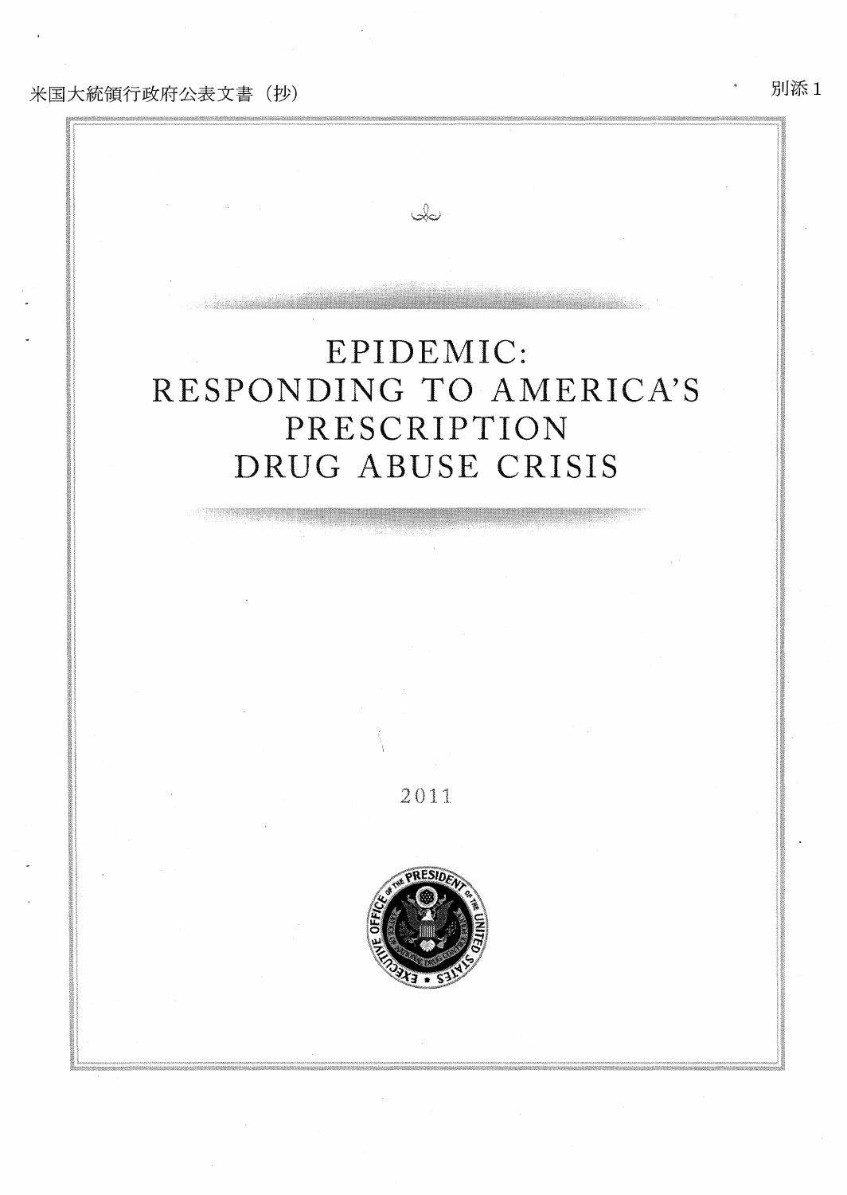米国大統領行政府公表文書（抄）

別添1

# EPIDEMIC: RESPONDING TO AMERICA'S PRESCRIPTION DRUG ABUSE CRISIS

2011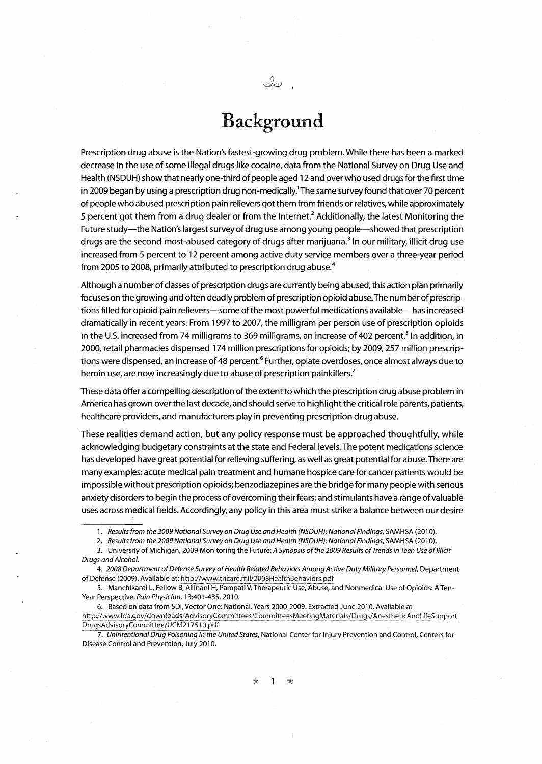# Background

Prescription drug abuse is the Nation's fastest-growing drug problem. While there has been a marked decrease in the use of some illegal drugs like cocaine, data from the National Survey on Drug Use and Health (NSDUH) show that nearly one-third of people aged 12 and over who used drugs for the first time in 2009 began by using a prescription drug non-medically.[1] The same survey found that over 70 percent of people who abused prescription pain relievers got them from friends or relatives, while approximately 5 percent got them from a drug dealer or from the Internet.[2] Additionally, the latest Monitoring the Future study—the Nation's largest survey of drug use among young people—showed that prescription drugs are the second most-abused category of drugs after marijuana.[3] In our military, illicit drug use increased from 5 percent to 12 percent among active duty service members over a three-year period from 2005 to 2008, primarily attributed to prescription drug abuse.[4]

Although a number of classes of prescription drugs are currently being abused, this action plan primarily focuses on the growing and often deadly problem of prescription opioid abuse. The number of prescriptions filled for opioid pain relievers—some of the most powerful medications available—has increased dramatically in recent years. From 1997 to 2007, the milligram per person use of prescription opioids in the U.S. increased from 74 milligrams to 369 milligrams, an increase of 402 percent.[5] In addition, in 2000, retail pharmacies dispensed 174 million prescriptions for opioids; by 2009, 257 million prescriptions were dispensed, an increase of 48 percent.[6] Further, opiate overdoses, once almost always due to heroin use, are now increasingly due to abuse of prescription painkillers.[7]

These data offer a compelling description of the extent to which the prescription drug abuse problem in America has grown over the last decade, and should serve to highlight the critical role parents, patients, healthcare providers, and manufacturers play in preventing prescription drug abuse.

These realities demand action, but any policy response must be approached thoughtfully, while acknowledging budgetary constraints at the state and Federal levels. The potent medications science has developed have great potential for relieving suffering, as well as great potential for abuse. There are many examples: acute medical pain treatment and humane hospice care for cancer patients would be impossible without prescription opioids; benzodiazepines are the bridge for many people with serious anxiety disorders to begin the process of overcoming their fears; and stimulants have a range of valuable uses across medical fields. Accordingly, any policy in this area must strike a balance between our desire

---

1. *Results from the 2009 National Survey on Drug Use and Health (NSDUH): National Findings*, SAMHSA (2010).
2. *Results from the 2009 National Survey on Drug Use and Health (NSDUH): National Findings*, SAMHSA (2010).
3. University of Michigan, 2009 Monitoring the Future: *A Synopsis of the 2009 Results of Trends in Teen Use of Illicit Drugs and Alcohol.*
4. *2008 Department of Defense Survey of Health Related Behaviors Among Active Duty Military Personnel*, Department of Defense (2009). Available at: http://www.tricare.mil/2008HealthBehaviors.pdf
5. Manchikanti L, Fellow B, Ailinani H, Pampati V. Therapeutic Use, Abuse, and Nonmedical Use of Opioids: A Ten-Year Perspective. *Pain Physician*. 13:401-435. 2010.
6. Based on data from SDI, Vector One: National. Years 2000-2009. Extracted June 2010. Available at http://www.fda.gov/downloads/AdvisoryCommittees/CommitteesMeetingMaterials/Drugs/AnestheticAndLifeSupportDrugsAdvisoryCommittee/UCM217510.pdf
7. *Unintentional Drug Poisoning in the United States*, National Center for Injury Prevention and Control, Centers for Disease Control and Prevention, July 2010.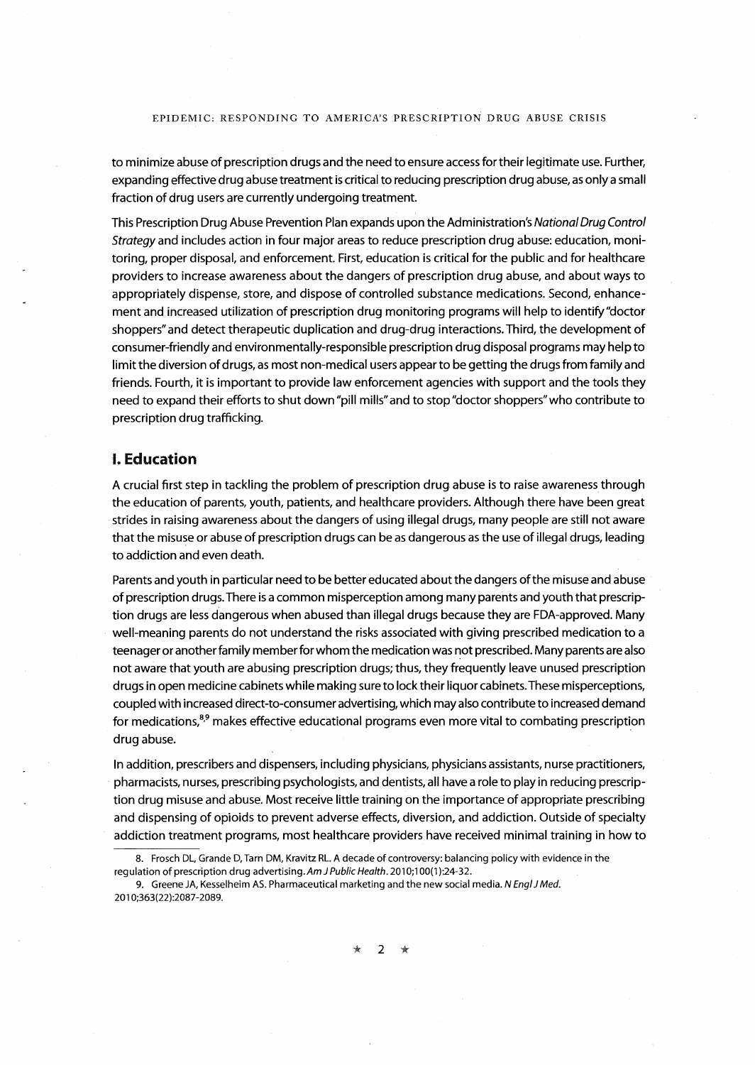to minimize abuse of prescription drugs and the need to ensure access for their legitimate use. Further, expanding effective drug abuse treatment is critical to reducing prescription drug abuse, as only a small fraction of drug users are currently undergoing treatment.

This Prescription Drug Abuse Prevention Plan expands upon the Administration's *National Drug Control Strategy* and includes action in four major areas to reduce prescription drug abuse: education, monitoring, proper disposal, and enforcement. First, education is critical for the public and for healthcare providers to increase awareness about the dangers of prescription drug abuse, and about ways to appropriately dispense, store, and dispose of controlled substance medications. Second, enhancement and increased utilization of prescription drug monitoring programs will help to identify "doctor shoppers" and detect therapeutic duplication and drug-drug interactions. Third, the development of consumer-friendly and environmentally-responsible prescription drug disposal programs may help to limit the diversion of drugs, as most non-medical users appear to be getting the drugs from family and friends. Fourth, it is important to provide law enforcement agencies with support and the tools they need to expand their efforts to shut down "pill mills" and to stop "doctor shoppers" who contribute to prescription drug trafficking.

## I. Education

A crucial first step in tackling the problem of prescription drug abuse is to raise awareness through the education of parents, youth, patients, and healthcare providers. Although there have been great strides in raising awareness about the dangers of using illegal drugs, many people are still not aware that the misuse or abuse of prescription drugs can be as dangerous as the use of illegal drugs, leading to addiction and even death.

Parents and youth in particular need to be better educated about the dangers of the misuse and abuse of prescription drugs. There is a common misperception among many parents and youth that prescription drugs are less dangerous when abused than illegal drugs because they are FDA-approved. Many well-meaning parents do not understand the risks associated with giving prescribed medication to a teenager or another family member for whom the medication was not prescribed. Many parents are also not aware that youth are abusing prescription drugs; thus, they frequently leave unused prescription drugs in open medicine cabinets while making sure to lock their liquor cabinets. These misperceptions, coupled with increased direct-to-consumer advertising, which may also contribute to increased demand for medications,[8,9] makes effective educational programs even more vital to combating prescription drug abuse.

In addition, prescribers and dispensers, including physicians, physicians assistants, nurse practitioners, pharmacists, nurses, prescribing psychologists, and dentists, all have a role to play in reducing prescription drug misuse and abuse. Most receive little training on the importance of appropriate prescribing and dispensing of opioids to prevent adverse effects, diversion, and addiction. Outside of specialty addiction treatment programs, most healthcare providers have received minimal training in how to

8. Frosch DL, Grande D, Tarn DM, Kravitz RL. A decade of controversy: balancing policy with evidence in the regulation of prescription drug advertising. *Am J Public Health*. 2010;100(1):24-32.

9. Greene JA, Kesselheim AS. Pharmaceutical marketing and the new social media. *N Engl J Med*. 2010;363(22):2087-2089.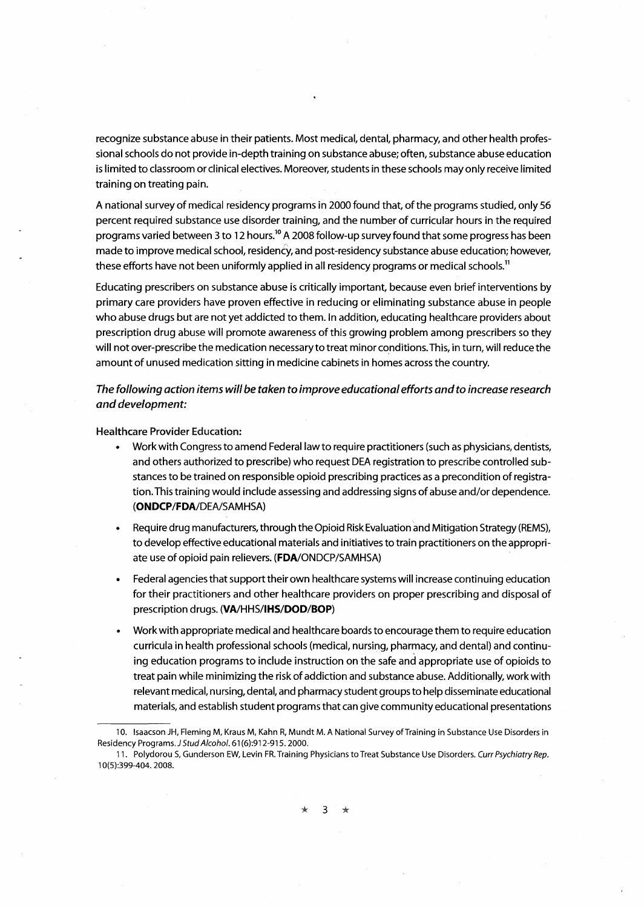recognize substance abuse in their patients. Most medical, dental, pharmacy, and other health professional schools do not provide in-depth training on substance abuse; often, substance abuse education is limited to classroom or clinical electives. Moreover, students in these schools may only receive limited training on treating pain.

A national survey of medical residency programs in 2000 found that, of the programs studied, only 56 percent required substance use disorder training, and the number of curricular hours in the required programs varied between 3 to 12 hours.[10] A 2008 follow-up survey found that some progress has been made to improve medical school, residency, and post-residency substance abuse education; however, these efforts have not been uniformly applied in all residency programs or medical schools.[11]

Educating prescribers on substance abuse is critically important, because even brief interventions by primary care providers have proven effective in reducing or eliminating substance abuse in people who abuse drugs but are not yet addicted to them. In addition, educating healthcare providers about prescription drug abuse will promote awareness of this growing problem among prescribers so they will not over-prescribe the medication necessary to treat minor conditions. This, in turn, will reduce the amount of unused medication sitting in medicine cabinets in homes across the country.

***The following action items will be taken to improve educational efforts and to increase research and development:***

Healthcare Provider Education:

- Work with Congress to amend Federal law to require practitioners (such as physicians, dentists, and others authorized to prescribe) who request DEA registration to prescribe controlled substances to be trained on responsible opioid prescribing practices as a precondition of registration. This training would include assessing and addressing signs of abuse and/or dependence. (**ONDCP/FDA**/DEA/SAMHSA)
- Require drug manufacturers, through the Opioid Risk Evaluation and Mitigation Strategy (REMS), to develop effective educational materials and initiatives to train practitioners on the appropriate use of opioid pain relievers. (**FDA**/ONDCP/SAMHSA)
- Federal agencies that support their own healthcare systems will increase continuing education for their practitioners and other healthcare providers on proper prescribing and disposal of prescription drugs. (**VA**/HHS/**IHS**/**DOD**/**BOP**)
- Work with appropriate medical and healthcare boards to encourage them to require education curricula in health professional schools (medical, nursing, pharmacy, and dental) and continuing education programs to include instruction on the safe and appropriate use of opioids to treat pain while minimizing the risk of addiction and substance abuse. Additionally, work with relevant medical, nursing, dental, and pharmacy student groups to help disseminate educational materials, and establish student programs that can give community educational presentations

10. Isaacson JH, Fleming M, Kraus M, Kahn R, Mundt M. A National Survey of Training in Substance Use Disorders in Residency Programs. *J Stud Alcohol*. 61(6):912-915. 2000.

11. Polydorou S, Gunderson EW, Levin FR. Training Physicians to Treat Substance Use Disorders. *Curr Psychiatry Rep*. 10(5):399-404. 2008.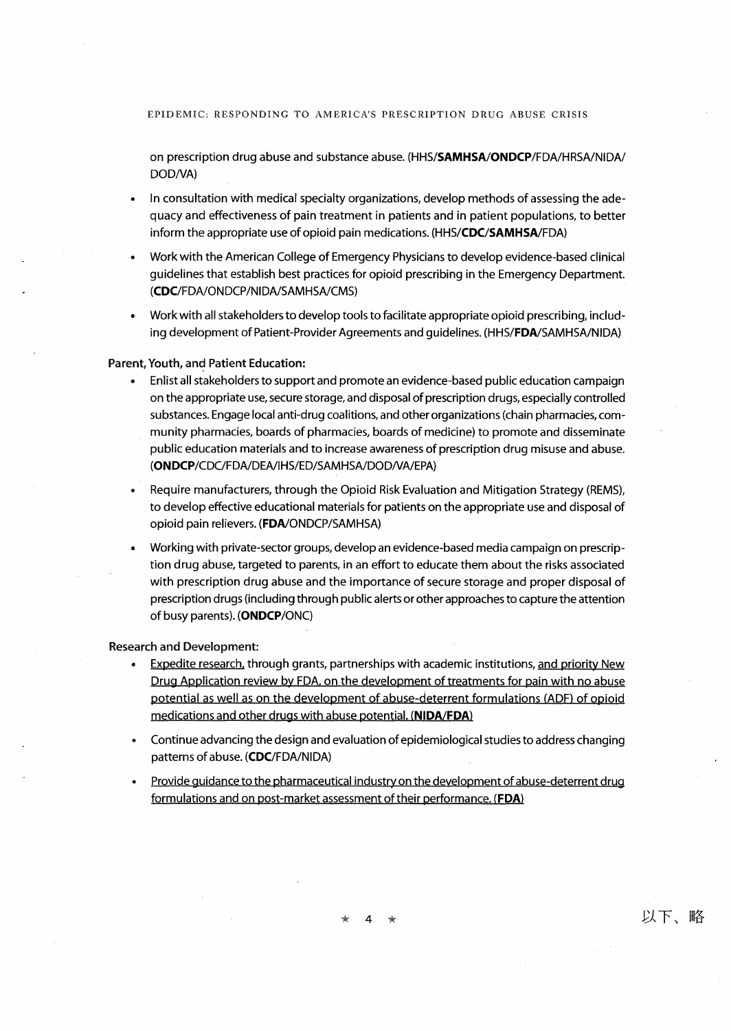on prescription drug abuse and substance abuse. (HHS/**SAMHSA**/**ONDCP**/FDA/HRSA/NIDA/DOD/VA)

- In consultation with medical specialty organizations, develop methods of assessing the adequacy and effectiveness of pain treatment in patients and in patient populations, to better inform the appropriate use of opioid pain medications. (HHS/**CDC**/**SAMHSA**/FDA)
- Work with the American College of Emergency Physicians to develop evidence-based clinical guidelines that establish best practices for opioid prescribing in the Emergency Department. (**CDC**/FDA/ONDCP/NIDA/SAMHSA/CMS)
- Work with all stakeholders to develop tools to facilitate appropriate opioid prescribing, including development of Patient-Provider Agreements and guidelines. (HHS/**FDA**/SAMHSA/NIDA)

**Parent, Youth, and Patient Education:**

- Enlist all stakeholders to support and promote an evidence-based public education campaign on the appropriate use, secure storage, and disposal of prescription drugs, especially controlled substances. Engage local anti-drug coalitions, and other organizations (chain pharmacies, community pharmacies, boards of pharmacies, boards of medicine) to promote and disseminate public education materials and to increase awareness of prescription drug misuse and abuse. (**ONDCP**/CDC/FDA/DEA/IHS/ED/SAMHSA/DOD/VA/EPA)
- Require manufacturers, through the Opioid Risk Evaluation and Mitigation Strategy (REMS), to develop effective educational materials for patients on the appropriate use and disposal of opioid pain relievers. (**FDA**/ONDCP/SAMHSA)
- Working with private-sector groups, develop an evidence-based media campaign on prescription drug abuse, targeted to parents, in an effort to educate them about the risks associated with prescription drug abuse and the importance of secure storage and proper disposal of prescription drugs (including through public alerts or other approaches to capture the attention of busy parents). (**ONDCP**/ONC)

**Research and Development:**

- <u>Expedite research,</u> through grants, partnerships with academic institutions, <u>and priority New Drug Application review by FDA, on the development of treatments for pain with no abuse potential as well as on the development of abuse-deterrent formulations (ADF) of opioid medications and other drugs with abuse potential. (**NIDA**/**FDA**)</u>
- Continue advancing the design and evaluation of epidemiological studies to address changing patterns of abuse. (**CDC**/FDA/NIDA)
- <u>Provide guidance to the pharmaceutical industry on the development of abuse-deterrent drug formulations and on post-market assessment of their performance. (**FDA**)</u>

以下、略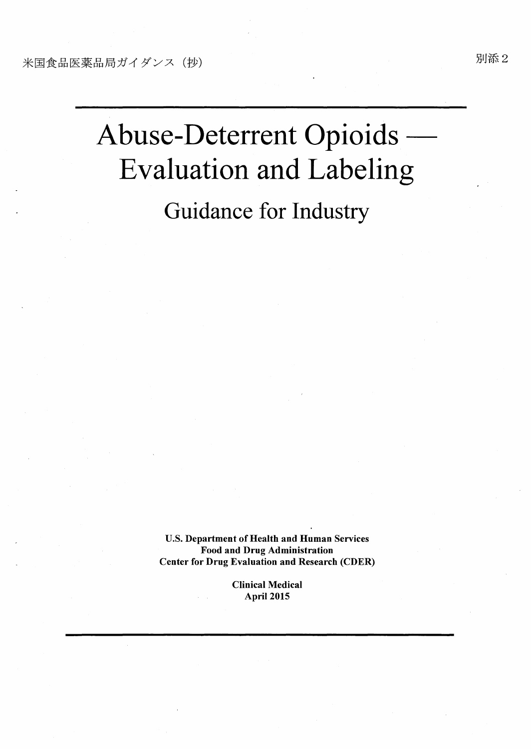米国食品医薬品局ガイダンス（抄）

別添２

# Abuse-Deterrent Opioids — Evaluation and Labeling

## Guidance for Industry

**U.S. Department of Health and Human Services**
**Food and Drug Administration**
**Center for Drug Evaluation and Research (CDER)**

**Clinical Medical**
**April 2015**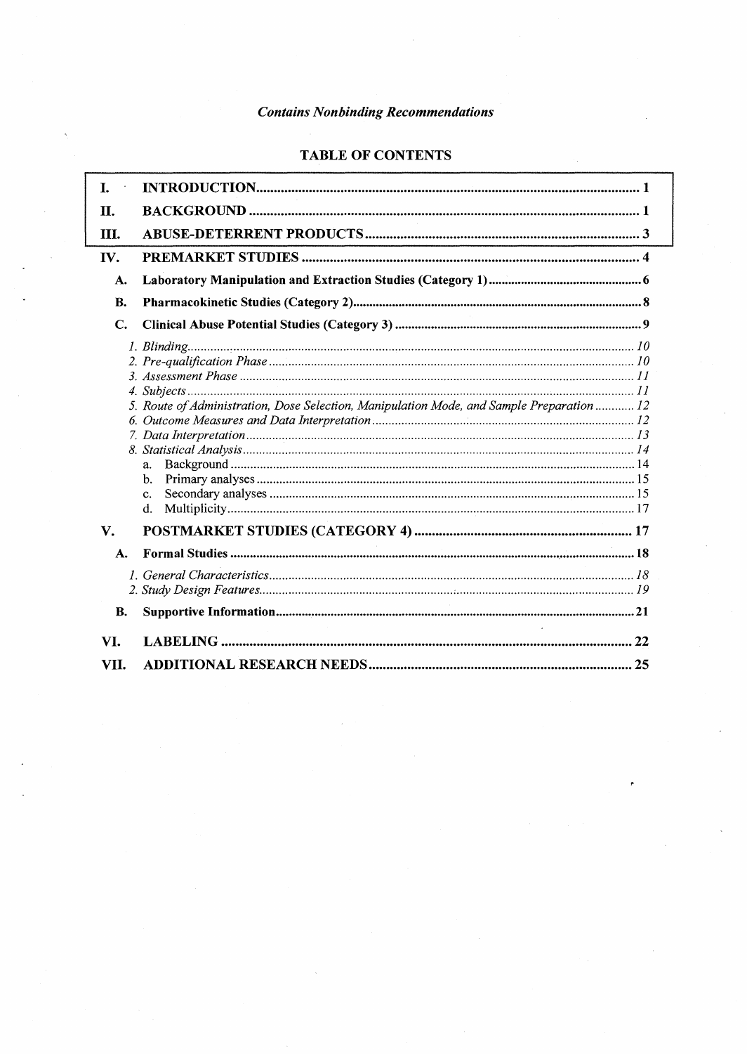*Contains Nonbinding Recommendations*

**TABLE OF CONTENTS**

| | | |
|---|---|---|
| **I.** | **INTRODUCTION** | **1** |
| **II.** | **BACKGROUND** | **1** |
| **III.** | **ABUSE-DETERRENT PRODUCTS** | **3** |
| **IV.** | **PREMARKET STUDIES** | **4** |
| **A.** | **Laboratory Manipulation and Extraction Studies (Category 1)** | **6** |
| **B.** | **Pharmacokinetic Studies (Category 2)** | **8** |
| **C.** | **Clinical Abuse Potential Studies (Category 3)** | **9** |
| | *1. Blinding* | *10* |
| | *2. Pre-qualification Phase* | *10* |
| | *3. Assessment Phase* | *11* |
| | *4. Subjects* | *11* |
| | *5. Route of Administration, Dose Selection, Manipulation Mode, and Sample Preparation* | *12* |
| | *6. Outcome Measures and Data Interpretation* | *12* |
| | *7. Data Interpretation* | *13* |
| | *8. Statistical Analysis* | *14* |
| | a. Background | 14 |
| | b. Primary analyses | 15 |
| | c. Secondary analyses | 15 |
| | d. Multiplicity | 17 |
| **V.** | **POSTMARKET STUDIES (CATEGORY 4)** | **17** |
| **A.** | **Formal Studies** | **18** |
| | *1. General Characteristics* | *18* |
| | *2. Study Design Features* | *19* |
| **B.** | **Supportive Information** | **21** |
| **VI.** | **LABELING** | **22** |
| **VII.** | **ADDITIONAL RESEARCH NEEDS** | **25** |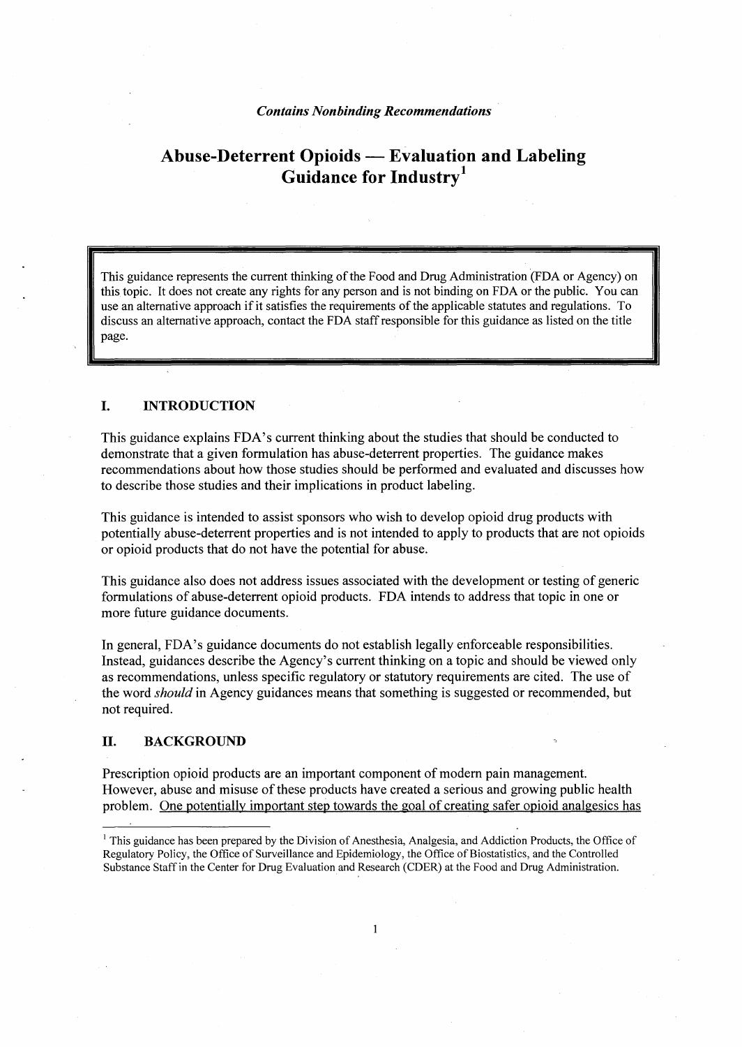*Contains Nonbinding Recommendations*

# Abuse-Deterrent Opioids — Evaluation and Labeling Guidance for Industry[1]

> This guidance represents the current thinking of the Food and Drug Administration (FDA or Agency) on this topic. It does not create any rights for any person and is not binding on FDA or the public. You can use an alternative approach if it satisfies the requirements of the applicable statutes and regulations. To discuss an alternative approach, contact the FDA staff responsible for this guidance as listed on the title page.

## I. INTRODUCTION

This guidance explains FDA's current thinking about the studies that should be conducted to demonstrate that a given formulation has abuse-deterrent properties. The guidance makes recommendations about how those studies should be performed and evaluated and discusses how to describe those studies and their implications in product labeling.

This guidance is intended to assist sponsors who wish to develop opioid drug products with potentially abuse-deterrent properties and is not intended to apply to products that are not opioids or opioid products that do not have the potential for abuse.

This guidance also does not address issues associated with the development or testing of generic formulations of abuse-deterrent opioid products. FDA intends to address that topic in one or more future guidance documents.

In general, FDA's guidance documents do not establish legally enforceable responsibilities. Instead, guidances describe the Agency's current thinking on a topic and should be viewed only as recommendations, unless specific regulatory or statutory requirements are cited. The use of the word *should* in Agency guidances means that something is suggested or recommended, but not required.

## II. BACKGROUND

Prescription opioid products are an important component of modern pain management. However, abuse and misuse of these products have created a serious and growing public health problem. One potentially important step towards the goal of creating safer opioid analgesics has

[1] This guidance has been prepared by the Division of Anesthesia, Analgesia, and Addiction Products, the Office of Regulatory Policy, the Office of Surveillance and Epidemiology, the Office of Biostatistics, and the Controlled Substance Staff in the Center for Drug Evaluation and Research (CDER) at the Food and Drug Administration.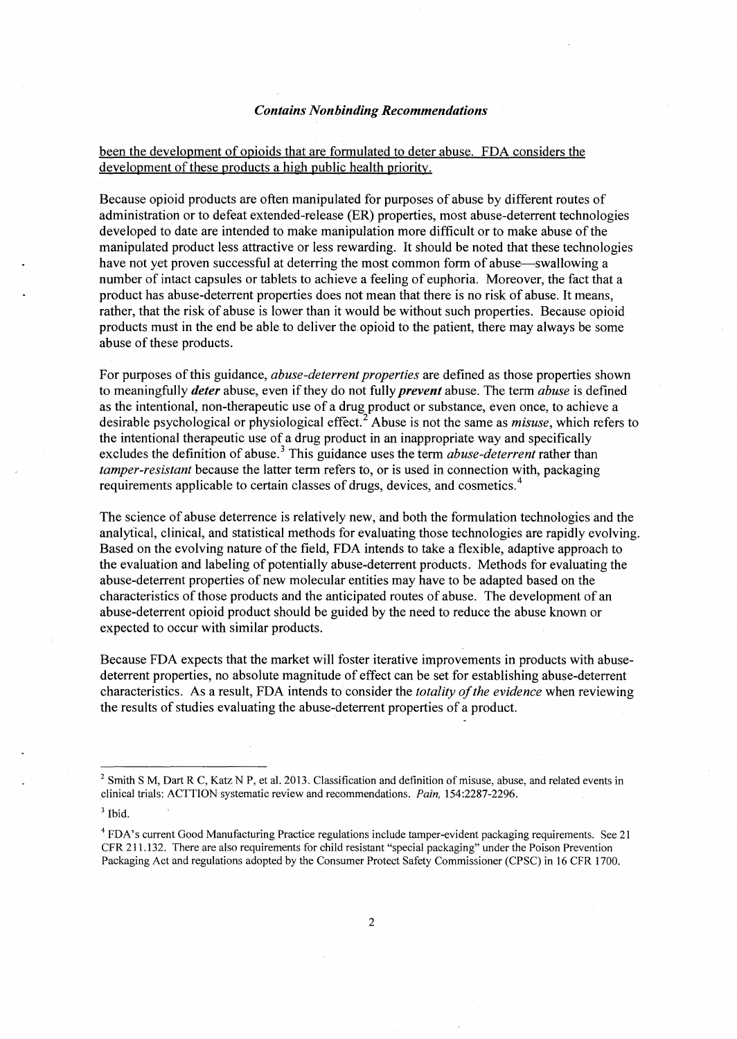been the development of opioids that are formulated to deter abuse. FDA considers the development of these products a high public health priority.

Because opioid products are often manipulated for purposes of abuse by different routes of administration or to defeat extended-release (ER) properties, most abuse-deterrent technologies developed to date are intended to make manipulation more difficult or to make abuse of the manipulated product less attractive or less rewarding. It should be noted that these technologies have not yet proven successful at deterring the most common form of abuse—swallowing a number of intact capsules or tablets to achieve a feeling of euphoria. Moreover, the fact that a product has abuse-deterrent properties does not mean that there is no risk of abuse. It means, rather, that the risk of abuse is lower than it would be without such properties. Because opioid products must in the end be able to deliver the opioid to the patient, there may always be some abuse of these products.

For purposes of this guidance, *abuse-deterrent properties* are defined as those properties shown to meaningfully ***deter*** abuse, even if they do not fully ***prevent*** abuse. The term *abuse* is defined as the intentional, non-therapeutic use of a drug product or substance, even once, to achieve a desirable psychological or physiological effect.[2] Abuse is not the same as *misuse*, which refers to the intentional therapeutic use of a drug product in an inappropriate way and specifically excludes the definition of abuse.[3] This guidance uses the term *abuse-deterrent* rather than *tamper-resistant* because the latter term refers to, or is used in connection with, packaging requirements applicable to certain classes of drugs, devices, and cosmetics.[4]

The science of abuse deterrence is relatively new, and both the formulation technologies and the analytical, clinical, and statistical methods for evaluating those technologies are rapidly evolving. Based on the evolving nature of the field, FDA intends to take a flexible, adaptive approach to the evaluation and labeling of potentially abuse-deterrent products. Methods for evaluating the abuse-deterrent properties of new molecular entities may have to be adapted based on the characteristics of those products and the anticipated routes of abuse. The development of an abuse-deterrent opioid product should be guided by the need to reduce the abuse known or expected to occur with similar products.

Because FDA expects that the market will foster iterative improvements in products with abuse-deterrent properties, no absolute magnitude of effect can be set for establishing abuse-deterrent characteristics. As a result, FDA intends to consider the *totality of the evidence* when reviewing the results of studies evaluating the abuse-deterrent properties of a product.

---

[2] Smith S M, Dart R C, Katz N P, et al. 2013. Classification and definition of misuse, abuse, and related events in clinical trials: ACTTION systematic review and recommendations. *Pain,* 154:2287-2296.

[3] Ibid.

[4] FDA's current Good Manufacturing Practice regulations include tamper-evident packaging requirements. See 21 CFR 211.132. There are also requirements for child resistant "special packaging" under the Poison Prevention Packaging Act and regulations adopted by the Consumer Protect Safety Commissioner (CPSC) in 16 CFR 1700.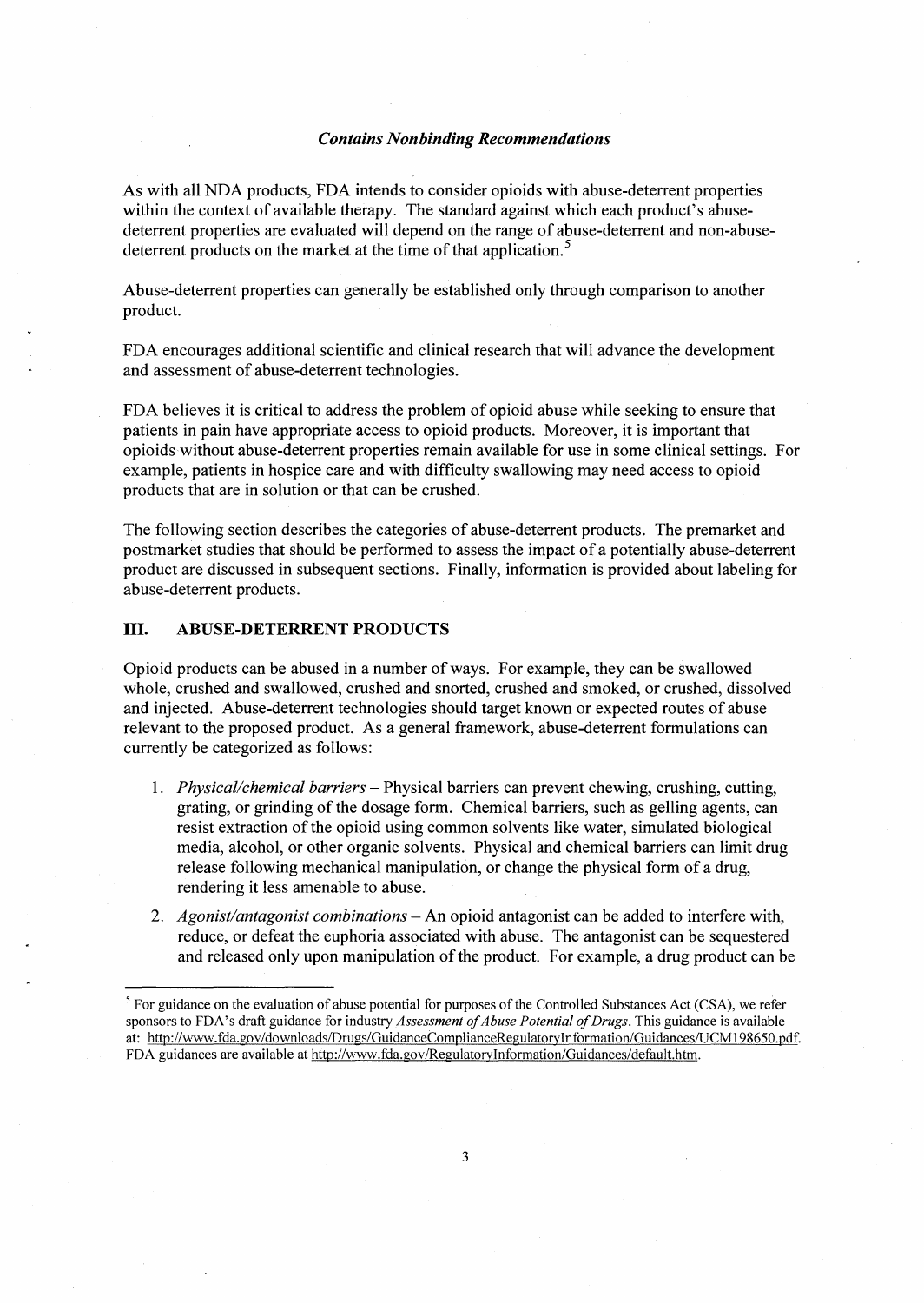*Contains Nonbinding Recommendations*

As with all NDA products, FDA intends to consider opioids with abuse-deterrent properties within the context of available therapy. The standard against which each product's abuse-deterrent properties are evaluated will depend on the range of abuse-deterrent and non-abuse-deterrent products on the market at the time of that application.[5]

Abuse-deterrent properties can generally be established only through comparison to another product.

FDA encourages additional scientific and clinical research that will advance the development and assessment of abuse-deterrent technologies.

FDA believes it is critical to address the problem of opioid abuse while seeking to ensure that patients in pain have appropriate access to opioid products. Moreover, it is important that opioids without abuse-deterrent properties remain available for use in some clinical settings. For example, patients in hospice care and with difficulty swallowing may need access to opioid products that are in solution or that can be crushed.

The following section describes the categories of abuse-deterrent products. The premarket and postmarket studies that should be performed to assess the impact of a potentially abuse-deterrent product are discussed in subsequent sections. Finally, information is provided about labeling for abuse-deterrent products.

## III. ABUSE-DETERRENT PRODUCTS

Opioid products can be abused in a number of ways. For example, they can be swallowed whole, crushed and swallowed, crushed and snorted, crushed and smoked, or crushed, dissolved and injected. Abuse-deterrent technologies should target known or expected routes of abuse relevant to the proposed product. As a general framework, abuse-deterrent formulations can currently be categorized as follows:

1. *Physical/chemical barriers* – Physical barriers can prevent chewing, crushing, cutting, grating, or grinding of the dosage form. Chemical barriers, such as gelling agents, can resist extraction of the opioid using common solvents like water, simulated biological media, alcohol, or other organic solvents. Physical and chemical barriers can limit drug release following mechanical manipulation, or change the physical form of a drug, rendering it less amenable to abuse.
2. *Agonist/antagonist combinations* – An opioid antagonist can be added to interfere with, reduce, or defeat the euphoria associated with abuse. The antagonist can be sequestered and released only upon manipulation of the product. For example, a drug product can be

[5] For guidance on the evaluation of abuse potential for purposes of the Controlled Substances Act (CSA), we refer sponsors to FDA's draft guidance for industry *Assessment of Abuse Potential of Drugs*. This guidance is available at: http://www.fda.gov/downloads/Drugs/GuidanceComplianceRegulatoryInformation/Guidances/UCM198650.pdf. FDA guidances are available at http://www.fda.gov/RegulatoryInformation/Guidances/default.htm.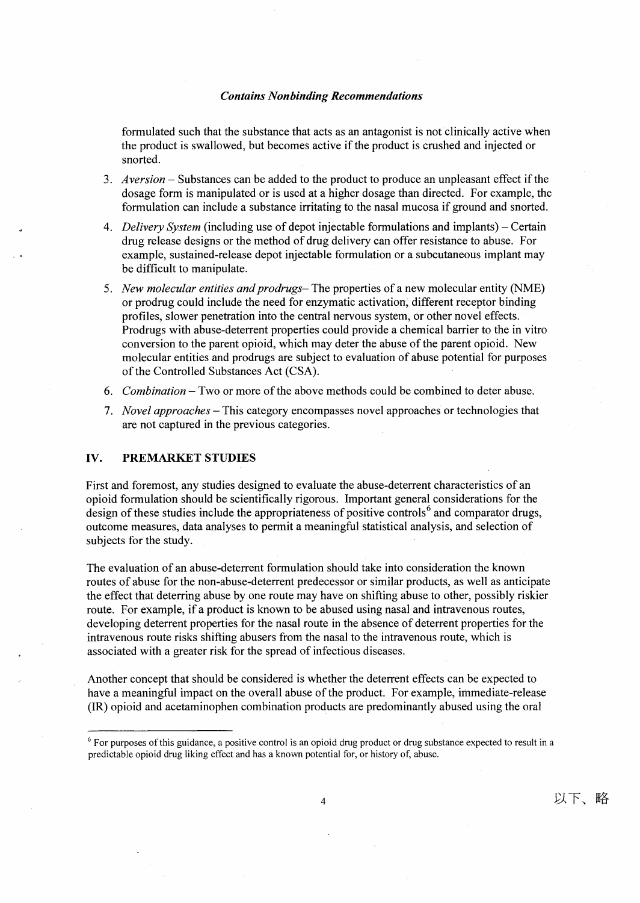formulated such that the substance that acts as an antagonist is not clinically active when the product is swallowed, but becomes active if the product is crushed and injected or snorted.

3. *Aversion* – Substances can be added to the product to produce an unpleasant effect if the dosage form is manipulated or is used at a higher dosage than directed. For example, the formulation can include a substance irritating to the nasal mucosa if ground and snorted.
4. *Delivery System* (including use of depot injectable formulations and implants) – Certain drug release designs or the method of drug delivery can offer resistance to abuse. For example, sustained-release depot injectable formulation or a subcutaneous implant may be difficult to manipulate.
5. *New molecular entities and prodrugs*– The properties of a new molecular entity (NME) or prodrug could include the need for enzymatic activation, different receptor binding profiles, slower penetration into the central nervous system, or other novel effects. Prodrugs with abuse-deterrent properties could provide a chemical barrier to the in vitro conversion to the parent opioid, which may deter the abuse of the parent opioid. New molecular entities and prodrugs are subject to evaluation of abuse potential for purposes of the Controlled Substances Act (CSA).
6. *Combination* – Two or more of the above methods could be combined to deter abuse.
7. *Novel approaches* – This category encompasses novel approaches or technologies that are not captured in the previous categories.

## IV. PREMARKET STUDIES

First and foremost, any studies designed to evaluate the abuse-deterrent characteristics of an opioid formulation should be scientifically rigorous. Important general considerations for the design of these studies include the appropriateness of positive controls[6] and comparator drugs, outcome measures, data analyses to permit a meaningful statistical analysis, and selection of subjects for the study.

The evaluation of an abuse-deterrent formulation should take into consideration the known routes of abuse for the non-abuse-deterrent predecessor or similar products, as well as anticipate the effect that deterring abuse by one route may have on shifting abuse to other, possibly riskier route. For example, if a product is known to be abused using nasal and intravenous routes, developing deterrent properties for the nasal route in the absence of deterrent properties for the intravenous route risks shifting abusers from the nasal to the intravenous route, which is associated with a greater risk for the spread of infectious diseases.

Another concept that should be considered is whether the deterrent effects can be expected to have a meaningful impact on the overall abuse of the product. For example, immediate-release (IR) opioid and acetaminophen combination products are predominantly abused using the oral

[6] For purposes of this guidance, a positive control is an opioid drug product or drug substance expected to result in a predictable opioid drug liking effect and has a known potential for, or history of, abuse.

以下、略